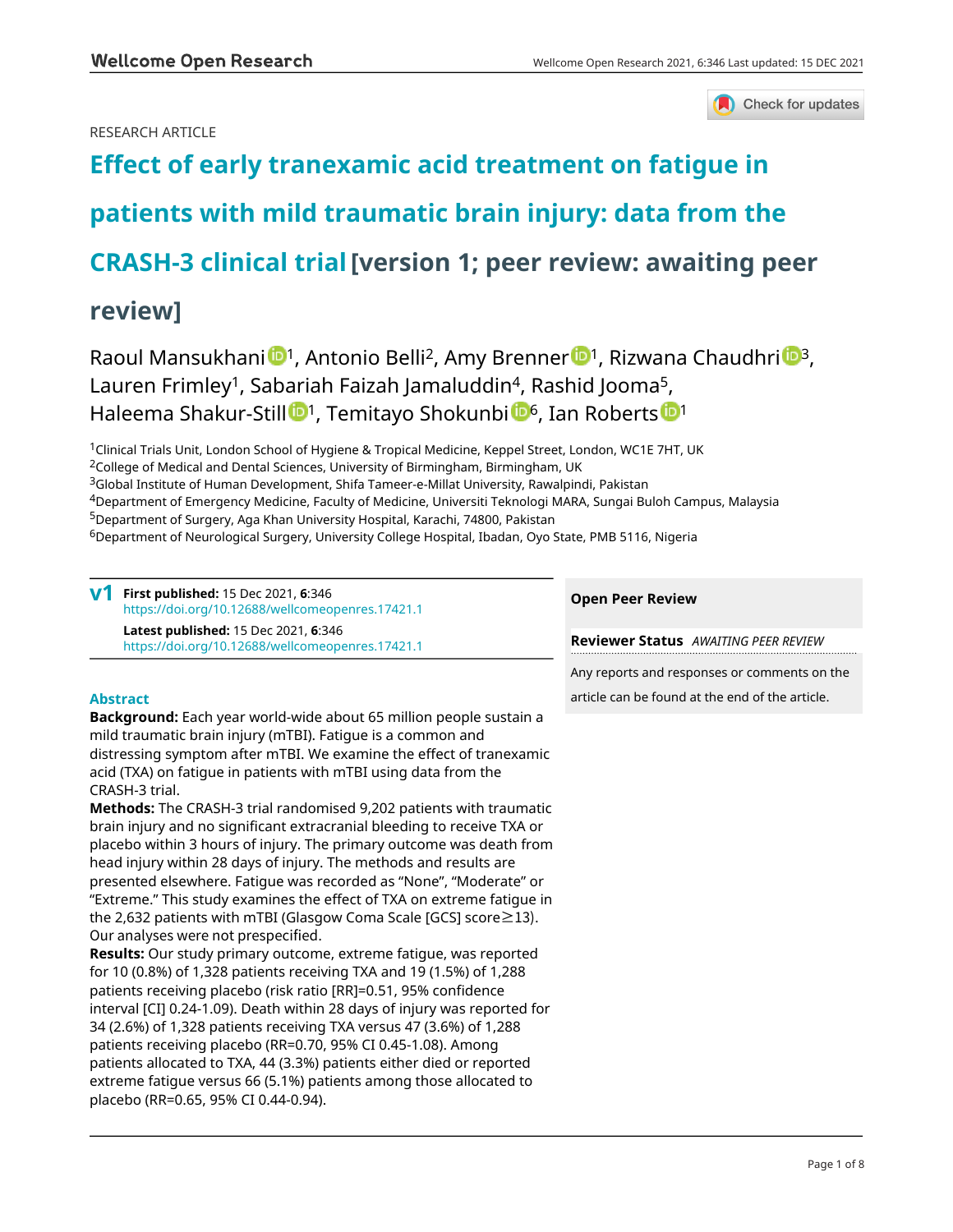RESEARCH ARTICLE

# Effect of early tranexamic acid treatment on fatigue in patients with mild traumatic brain injury: data from the CRASH-3 clinical trial [version 1; peer review: awaiting peer review]

Raoul Mansukhani[1], Antonio Belli[2], Amy Brenner[1], Rizwana Chaudhri[3], Lauren Frimley[1], Sabariah Faizah Jamaluddin[4], Rashid Jooma[5], Haleema Shakur-Still[1], Temitayo Shokunbi[6], Ian Roberts[1]

[1]Clinical Trials Unit, London School of Hygiene & Tropical Medicine, Keppel Street, London, WC1E 7HT, UK
[2]College of Medical and Dental Sciences, University of Birmingham, Birmingham, UK
[3]Global Institute of Human Development, Shifa Tameer-e-Millat University, Rawalpindi, Pakistan
[4]Department of Emergency Medicine, Faculty of Medicine, Universiti Teknologi MARA, Sungai Buloh Campus, Malaysia
[5]Department of Surgery, Aga Khan University Hospital, Karachi, 74800, Pakistan
[6]Department of Neurological Surgery, University College Hospital, Ibadan, Oyo State, PMB 5116, Nigeria

**v1** **First published:** 15 Dec 2021, **6**:346
https://doi.org/10.12688/wellcomeopenres.17421.1
**Latest published:** 15 Dec 2021, **6**:346
https://doi.org/10.12688/wellcomeopenres.17421.1

## Abstract

**Background:** Each year world-wide about 65 million people sustain a mild traumatic brain injury (mTBI). Fatigue is a common and distressing symptom after mTBI. We examine the effect of tranexamic acid (TXA) on fatigue in patients with mTBI using data from the CRASH-3 trial.

**Methods:** The CRASH-3 trial randomised 9,202 patients with traumatic brain injury and no significant extracranial bleeding to receive TXA or placebo within 3 hours of injury. The primary outcome was death from head injury within 28 days of injury. The methods and results are presented elsewhere. Fatigue was recorded as "None", "Moderate" or "Extreme." This study examines the effect of TXA on extreme fatigue in the 2,632 patients with mTBI (Glasgow Coma Scale [GCS] score≥13). Our analyses were not prespecified.

**Results:** Our study primary outcome, extreme fatigue, was reported for 10 (0.8%) of 1,328 patients receiving TXA and 19 (1.5%) of 1,288 patients receiving placebo (risk ratio [RR]=0.51, 95% confidence interval [CI] 0.24-1.09). Death within 28 days of injury was reported for 34 (2.6%) of 1,328 patients receiving TXA versus 47 (3.6%) of 1,288 patients receiving placebo (RR=0.70, 95% CI 0.45-1.08). Among patients allocated to TXA, 44 (3.3%) patients either died or reported extreme fatigue versus 66 (5.1%) patients among those allocated to placebo (RR=0.65, 95% CI 0.44-0.94).

**Open Peer Review**

**Reviewer Status** *AWAITING PEER REVIEW*

Any reports and responses or comments on the article can be found at the end of the article.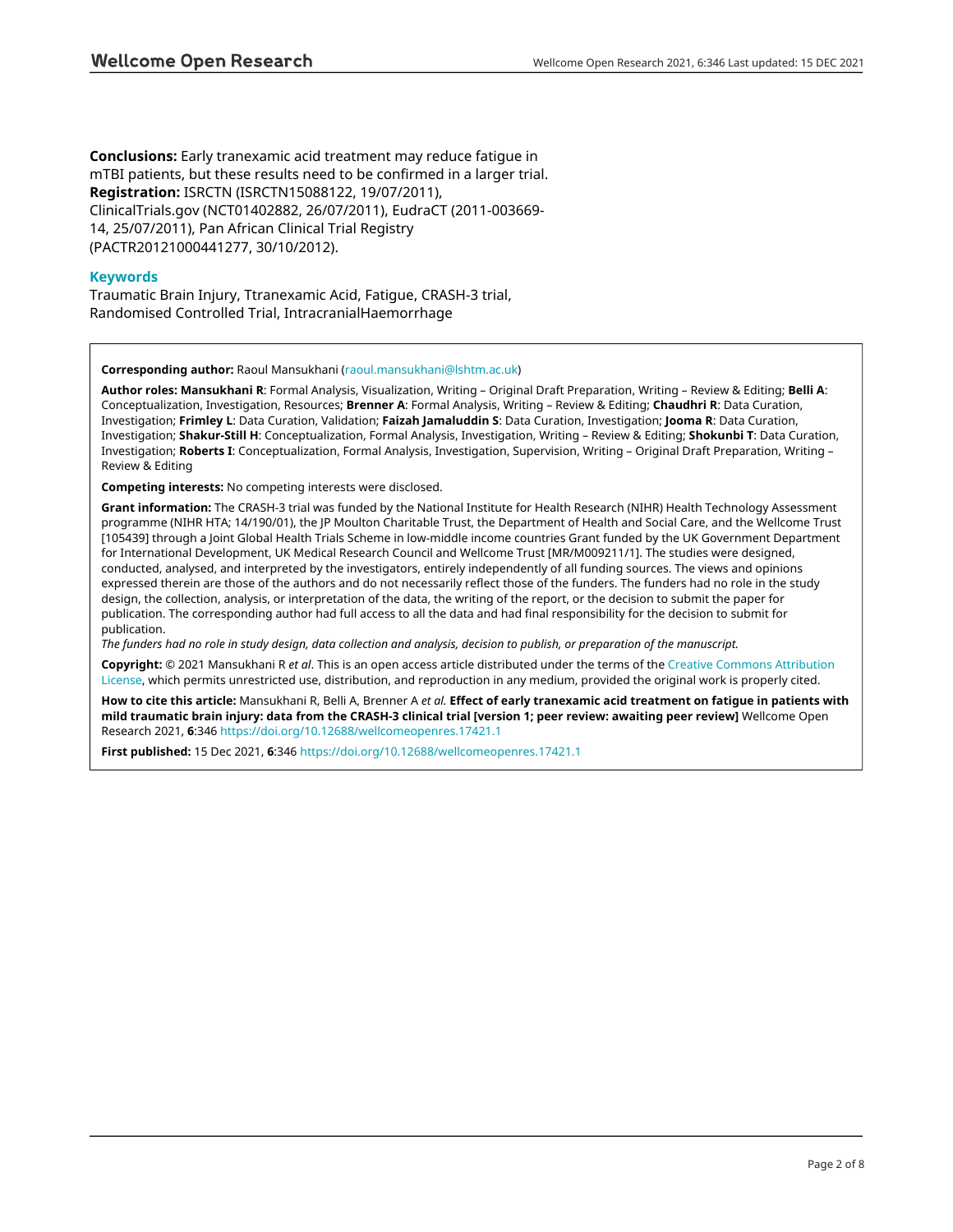**Conclusions:** Early tranexamic acid treatment may reduce fatigue in mTBI patients, but these results need to be confirmed in a larger trial.
**Registration:** ISRCTN (ISRCTN15088122, 19/07/2011), ClinicalTrials.gov (NCT01402882, 26/07/2011), EudraCT (2011-003669-14, 25/07/2011), Pan African Clinical Trial Registry (PACTR20121000441277, 30/10/2012).

### Keywords

Traumatic Brain Injury, Ttranexamic Acid, Fatigue, CRASH-3 trial, Randomised Controlled Trial, IntracranialHaemorrhage

**Corresponding author:** Raoul Mansukhani (raoul.mansukhani@lshtm.ac.uk)

**Author roles: Mansukhani R**: Formal Analysis, Visualization, Writing – Original Draft Preparation, Writing – Review & Editing; **Belli A**: Conceptualization, Investigation, Resources; **Brenner A**: Formal Analysis, Writing – Review & Editing; **Chaudhri R**: Data Curation, Investigation; **Frimley L**: Data Curation, Validation; **Faizah Jamaluddin S**: Data Curation, Investigation; **Jooma R**: Data Curation, Investigation; **Shakur-Still H**: Conceptualization, Formal Analysis, Investigation, Writing – Review & Editing; **Shokunbi T**: Data Curation, Investigation; **Roberts I**: Conceptualization, Formal Analysis, Investigation, Supervision, Writing – Original Draft Preparation, Writing – Review & Editing

**Competing interests:** No competing interests were disclosed.

**Grant information:** The CRASH-3 trial was funded by the National Institute for Health Research (NIHR) Health Technology Assessment programme (NIHR HTA; 14/190/01), the JP Moulton Charitable Trust, the Department of Health and Social Care, and the Wellcome Trust [105439] through a Joint Global Health Trials Scheme in low-middle income countries Grant funded by the UK Government Department for International Development, UK Medical Research Council and Wellcome Trust [MR/M009211/1]. The studies were designed, conducted, analysed, and interpreted by the investigators, entirely independently of all funding sources. The views and opinions expressed therein are those of the authors and do not necessarily reflect those of the funders. The funders had no role in the study design, the collection, analysis, or interpretation of the data, the writing of the report, or the decision to submit the paper for publication. The corresponding author had full access to all the data and had final responsibility for the decision to submit for publication.
*The funders had no role in study design, data collection and analysis, decision to publish, or preparation of the manuscript.*

**Copyright:** © 2021 Mansukhani R *et al*. This is an open access article distributed under the terms of the Creative Commons Attribution License, which permits unrestricted use, distribution, and reproduction in any medium, provided the original work is properly cited.

**How to cite this article:** Mansukhani R, Belli A, Brenner A *et al.* **Effect of early tranexamic acid treatment on fatigue in patients with mild traumatic brain injury: data from the CRASH-3 clinical trial [version 1; peer review: awaiting peer review]** Wellcome Open Research 2021, **6**:346 https://doi.org/10.12688/wellcomeopenres.17421.1

**First published:** 15 Dec 2021, **6**:346 https://doi.org/10.12688/wellcomeopenres.17421.1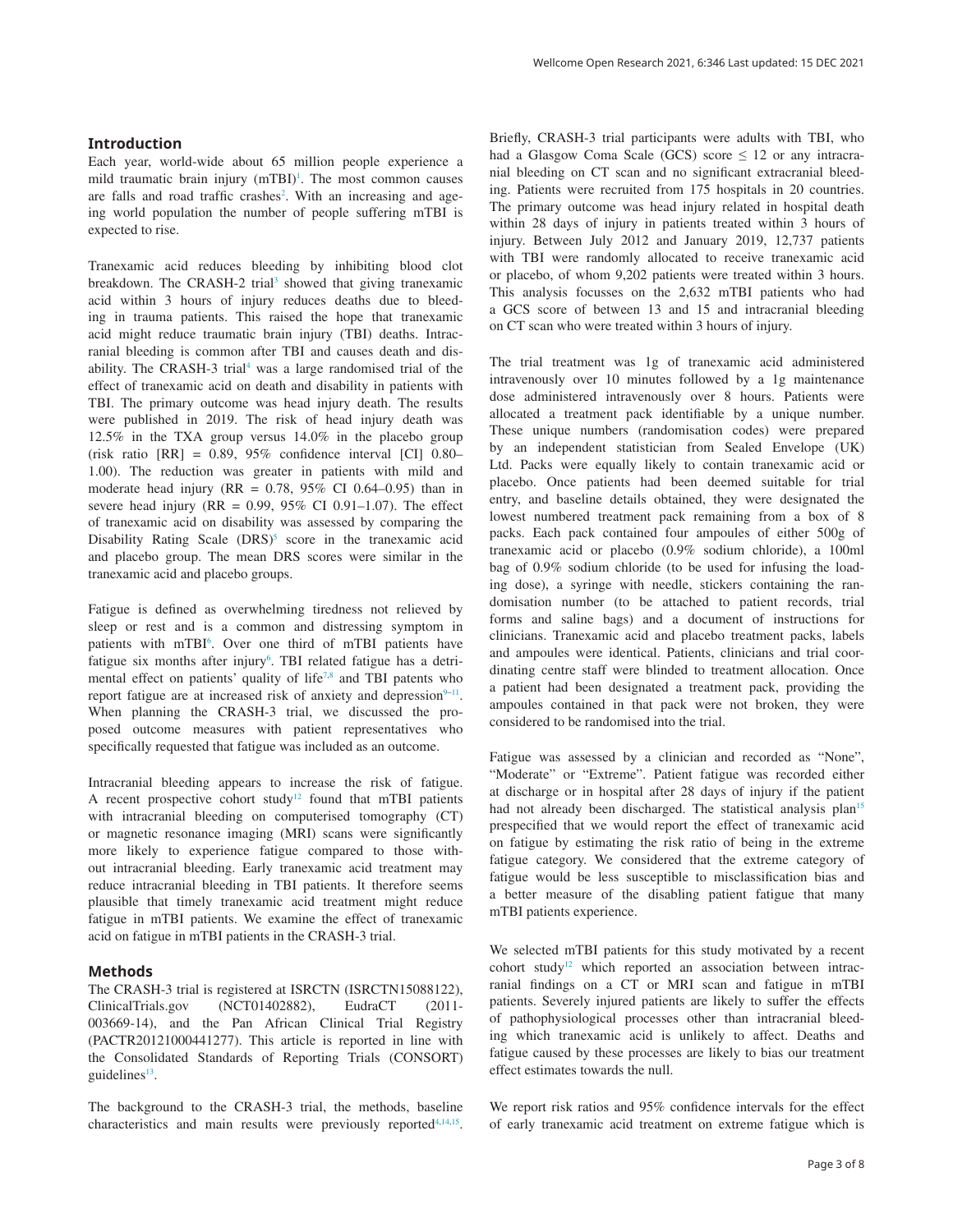## Introduction

Each year, world-wide about 65 million people experience a mild traumatic brain injury (mTBI)[1]. The most common causes are falls and road traffic crashes[2]. With an increasing and ageing world population the number of people suffering mTBI is expected to rise.

Tranexamic acid reduces bleeding by inhibiting blood clot breakdown. The CRASH-2 trial[3] showed that giving tranexamic acid within 3 hours of injury reduces deaths due to bleeding in trauma patients. This raised the hope that tranexamic acid might reduce traumatic brain injury (TBI) deaths. Intracranial bleeding is common after TBI and causes death and disability. The CRASH-3 trial[4] was a large randomised trial of the effect of tranexamic acid on death and disability in patients with TBI. The primary outcome was head injury death. The results were published in 2019. The risk of head injury death was 12.5% in the TXA group versus 14.0% in the placebo group (risk ratio [RR] = 0.89, 95% confidence interval [CI] 0.80–1.00). The reduction was greater in patients with mild and moderate head injury (RR = 0.78, 95% CI 0.64–0.95) than in severe head injury (RR = 0.99, 95% CI 0.91–1.07). The effect of tranexamic acid on disability was assessed by comparing the Disability Rating Scale (DRS)[5] score in the tranexamic acid and placebo group. The mean DRS scores were similar in the tranexamic acid and placebo groups.

Fatigue is defined as overwhelming tiredness not relieved by sleep or rest and is a common and distressing symptom in patients with mTBI[6]. Over one third of mTBI patients have fatigue six months after injury[6]. TBI related fatigue has a detrimental effect on patients' quality of life[7,8] and TBI patents who report fatigue are at increased risk of anxiety and depression[9–11]. When planning the CRASH-3 trial, we discussed the proposed outcome measures with patient representatives who specifically requested that fatigue was included as an outcome.

Intracranial bleeding appears to increase the risk of fatigue. A recent prospective cohort study[12] found that mTBI patients with intracranial bleeding on computerised tomography (CT) or magnetic resonance imaging (MRI) scans were significantly more likely to experience fatigue compared to those without intracranial bleeding. Early tranexamic acid treatment may reduce intracranial bleeding in TBI patients. It therefore seems plausible that timely tranexamic acid treatment might reduce fatigue in mTBI patients. We examine the effect of tranexamic acid on fatigue in mTBI patients in the CRASH-3 trial.

## Methods

The CRASH-3 trial is registered at ISRCTN (ISRCTN15088122), ClinicalTrials.gov (NCT01402882), EudraCT (2011-003669-14), and the Pan African Clinical Trial Registry (PACTR201210000441277). This article is reported in line with the Consolidated Standards of Reporting Trials (CONSORT) guidelines[13].

The background to the CRASH-3 trial, the methods, baseline characteristics and main results were previously reported[4,14,15]. Briefly, CRASH-3 trial participants were adults with TBI, who had a Glasgow Coma Scale (GCS) score ≤ 12 or any intracranial bleeding on CT scan and no significant extracranial bleeding. Patients were recruited from 175 hospitals in 20 countries. The primary outcome was head injury related in hospital death within 28 days of injury in patients treated within 3 hours of injury. Between July 2012 and January 2019, 12,737 patients with TBI were randomly allocated to receive tranexamic acid or placebo, of whom 9,202 patients were treated within 3 hours. This analysis focusses on the 2,632 mTBI patients who had a GCS score of between 13 and 15 and intracranial bleeding on CT scan who were treated within 3 hours of injury.

The trial treatment was 1g of tranexamic acid administered intravenously over 10 minutes followed by a 1g maintenance dose administered intravenously over 8 hours. Patients were allocated a treatment pack identifiable by a unique number. These unique numbers (randomisation codes) were prepared by an independent statistician from Sealed Envelope (UK) Ltd. Packs were equally likely to contain tranexamic acid or placebo. Once patients had been deemed suitable for trial entry, and baseline details obtained, they were designated the lowest numbered treatment pack remaining from a box of 8 packs. Each pack contained four ampoules of either 500g of tranexamic acid or placebo (0.9% sodium chloride), a 100ml bag of 0.9% sodium chloride (to be used for infusing the loading dose), a syringe with needle, stickers containing the randomisation number (to be attached to patient records, trial forms and saline bags) and a document of instructions for clinicians. Tranexamic acid and placebo treatment packs, labels and ampoules were identical. Patients, clinicians and trial coordinating centre staff were blinded to treatment allocation. Once a patient had been designated a treatment pack, providing the ampoules contained in that pack were not broken, they were considered to be randomised into the trial.

Fatigue was assessed by a clinician and recorded as "None", "Moderate" or "Extreme". Patient fatigue was recorded either at discharge or in hospital after 28 days of injury if the patient had not already been discharged. The statistical analysis plan[15] prespecified that we would report the effect of tranexamic acid on fatigue by estimating the risk ratio of being in the extreme fatigue category. We considered that the extreme category of fatigue would be less susceptible to misclassification bias and a better measure of the disabling patient fatigue that many mTBI patients experience.

We selected mTBI patients for this study motivated by a recent cohort study[12] which reported an association between intracranial findings on a CT or MRI scan and fatigue in mTBI patients. Severely injured patients are likely to suffer the effects of pathophysiological processes other than intracranial bleeding which tranexamic acid is unlikely to affect. Deaths and fatigue caused by these processes are likely to bias our treatment effect estimates towards the null.

We report risk ratios and 95% confidence intervals for the effect of early tranexamic acid treatment on extreme fatigue which is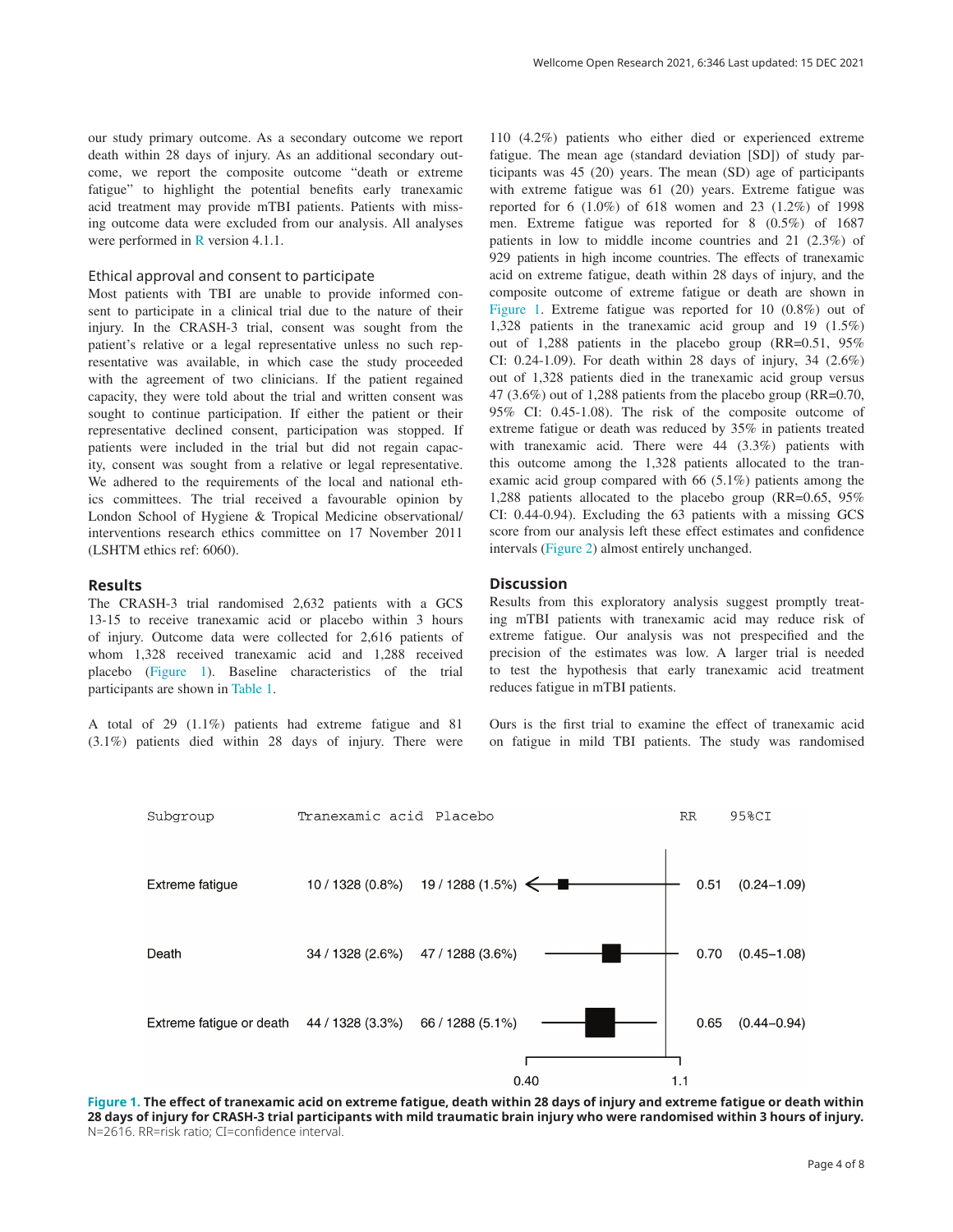our study primary outcome. As a secondary outcome we report death within 28 days of injury. As an additional secondary outcome, we report the composite outcome "death or extreme fatigue" to highlight the potential benefits early tranexamic acid treatment may provide mTBI patients. Patients with missing outcome data were excluded from our analysis. All analyses were performed in R version 4.1.1.

## Ethical approval and consent to participate

Most patients with TBI are unable to provide informed consent to participate in a clinical trial due to the nature of their injury. In the CRASH-3 trial, consent was sought from the patient's relative or a legal representative unless no such representative was available, in which case the study proceeded with the agreement of two clinicians. If the patient regained capacity, they were told about the trial and written consent was sought to continue participation. If either the patient or their representative declined consent, participation was stopped. If patients were included in the trial but did not regain capacity, consent was sought from a relative or legal representative. We adhered to the requirements of the local and national ethics committees. The trial received a favourable opinion by London School of Hygiene & Tropical Medicine observational/interventions research ethics committee on 17 November 2011 (LSHTM ethics ref: 6060).

## Results

The CRASH-3 trial randomised 2,632 patients with a GCS 13-15 to receive tranexamic acid or placebo within 3 hours of injury. Outcome data were collected for 2,616 patients of whom 1,328 received tranexamic acid and 1,288 received placebo (Figure 1). Baseline characteristics of the trial participants are shown in Table 1.

A total of 29 (1.1%) patients had extreme fatigue and 81 (3.1%) patients died within 28 days of injury. There were 110 (4.2%) patients who either died or experienced extreme fatigue. The mean age (standard deviation [SD]) of study participants was 45 (20) years. The mean (SD) age of participants with extreme fatigue was 61 (20) years. Extreme fatigue was reported for 6 (1.0%) of 618 women and 23 (1.2%) of 1998 men. Extreme fatigue was reported for 8 (0.5%) of 1687 patients in low to middle income countries and 21 (2.3%) of 929 patients in high income countries. The effects of tranexamic acid on extreme fatigue, death within 28 days of injury, and the composite outcome of extreme fatigue or death are shown in Figure 1. Extreme fatigue was reported for 10 (0.8%) out of 1,328 patients in the tranexamic acid group and 19 (1.5%) out of 1,288 patients in the placebo group (RR=0.51, 95% CI: 0.24-1.09). For death within 28 days of injury, 34 (2.6%) out of 1,328 patients died in the tranexamic acid group versus 47 (3.6%) out of 1,288 patients from the placebo group (RR=0.70, 95% CI: 0.45-1.08). The risk of the composite outcome of extreme fatigue or death was reduced by 35% in patients treated with tranexamic acid. There were 44 (3.3%) patients with this outcome among the 1,328 patients allocated to the tranexamic acid group compared with 66 (5.1%) patients among the 1,288 patients allocated to the placebo group (RR=0.65, 95% CI: 0.44-0.94). Excluding the 63 patients with a missing GCS score from our analysis left these effect estimates and confidence intervals (Figure 2) almost entirely unchanged.

## Discussion

Results from this exploratory analysis suggest promptly treating mTBI patients with tranexamic acid may reduce risk of extreme fatigue. Our analysis was not prespecified and the precision of the estimates was low. A larger trial is needed to test the hypothesis that early tranexamic acid treatment reduces fatigue in mTBI patients.

Ours is the first trial to examine the effect of tranexamic acid on fatigue in mild TBI patients. The study was randomised

| Subgroup | Tranexamic acid | Placebo | RR | 95%CI |
|---|---|---|---|---|
| Extreme fatigue | 10 / 1328 (0.8%) | 19 / 1288 (1.5%) | 0.51 | (0.24–1.09) |
| Death | 34 / 1328 (2.6%) | 47 / 1288 (3.6%) | 0.70 | (0.45–1.08) |
| Extreme fatigue or death | 44 / 1328 (3.3%) | 66 / 1288 (5.1%) | 0.65 | (0.44–0.94) |

**Figure 1. The effect of tranexamic acid on extreme fatigue, death within 28 days of injury and extreme fatigue or death within 28 days of injury for CRASH-3 trial participants with mild traumatic brain injury who were randomised within 3 hours of injury.** N=2616. RR=risk ratio; CI=confidence interval.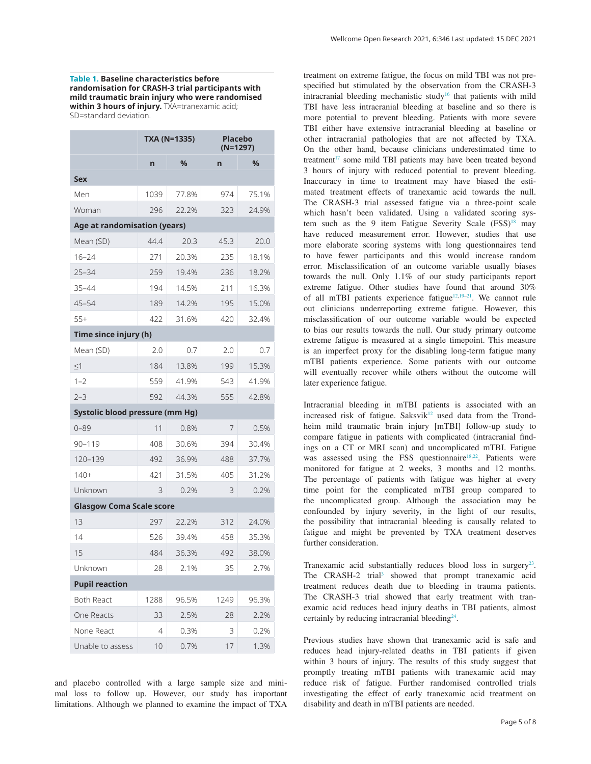**Table 1. Baseline characteristics before randomisation for CRASH-3 trial participants with mild traumatic brain injury who were randomised within 3 hours of injury.** TXA=tranexamic acid; SD=standard deviation.

| | TXA (N=1335) | | Placebo (N=1297) | |
|---|---|---|---|---|
| | n | % | n | % |
| **Sex** | | | | |
| Men | 1039 | 77.8% | 974 | 75.1% |
| Woman | 296 | 22.2% | 323 | 24.9% |
| **Age at randomisation (years)** | | | | |
| Mean (SD) | 44.4 | 20.3 | 45.3 | 20.0 |
| 16–24 | 271 | 20.3% | 235 | 18.1% |
| 25–34 | 259 | 19.4% | 236 | 18.2% |
| 35–44 | 194 | 14.5% | 211 | 16.3% |
| 45–54 | 189 | 14.2% | 195 | 15.0% |
| 55+ | 422 | 31.6% | 420 | 32.4% |
| **Time since injury (h)** | | | | |
| Mean (SD) | 2.0 | 0.7 | 2.0 | 0.7 |
| ≤1 | 184 | 13.8% | 199 | 15.3% |
| 1–2 | 559 | 41.9% | 543 | 41.9% |
| 2–3 | 592 | 44.3% | 555 | 42.8% |
| **Systolic blood pressure (mm Hg)** | | | | |
| 0–89 | 11 | 0.8% | 7 | 0.5% |
| 90–119 | 408 | 30.6% | 394 | 30.4% |
| 120–139 | 492 | 36.9% | 488 | 37.7% |
| 140+ | 421 | 31.5% | 405 | 31.2% |
| Unknown | 3 | 0.2% | 3 | 0.2% |
| **Glasgow Coma Scale score** | | | | |
| 13 | 297 | 22.2% | 312 | 24.0% |
| 14 | 526 | 39.4% | 458 | 35.3% |
| 15 | 484 | 36.3% | 492 | 38.0% |
| Unknown | 28 | 2.1% | 35 | 2.7% |
| **Pupil reaction** | | | | |
| Both React | 1288 | 96.5% | 1249 | 96.3% |
| One Reacts | 33 | 2.5% | 28 | 2.2% |
| None React | 4 | 0.3% | 3 | 0.2% |
| Unable to assess | 10 | 0.7% | 17 | 1.3% |

and placebo controlled with a large sample size and minimal loss to follow up. However, our study has important limitations. Although we planned to examine the impact of TXA treatment on extreme fatigue, the focus on mild TBI was not prespecified but stimulated by the observation from the CRASH-3 intracranial bleeding mechanistic study[16] that patients with mild TBI have less intracranial bleeding at baseline and so there is more potential to prevent bleeding. Patients with more severe TBI either have extensive intracranial bleeding at baseline or other intracranial pathologies that are not affected by TXA. On the other hand, because clinicians underestimated time to treatment[17] some mild TBI patients may have been treated beyond 3 hours of injury with reduced potential to prevent bleeding. Inaccuracy in time to treatment may have biased the estimated treatment effects of tranexamic acid towards the null. The CRASH-3 trial assessed fatigue via a three-point scale which hasn't been validated. Using a validated scoring system such as the 9 item Fatigue Severity Scale (FSS)[18] may have reduced measurement error. However, studies that use more elaborate scoring systems with long questionnaires tend to have fewer participants and this would increase random error. Misclassification of an outcome variable usually biases towards the null. Only 1.1% of our study participants report extreme fatigue. Other studies have found that around 30% of all mTBI patients experience fatigue[12,19–21]. We cannot rule out clinicians underreporting extreme fatigue. However, this misclassification of our outcome variable would be expected to bias our results towards the null. Our study primary outcome extreme fatigue is measured at a single timepoint. This measure is an imperfect proxy for the disabling long-term fatigue many mTBI patients experience. Some patients with our outcome will eventually recover while others without the outcome will later experience fatigue.

Intracranial bleeding in mTBI patients is associated with an increased risk of fatigue. Saksvik[12] used data from the Trondheim mild traumatic brain injury [mTBI] follow-up study to compare fatigue in patients with complicated (intracranial findings on a CT or MRI scan) and uncomplicated mTBI. Fatigue was assessed using the FSS questionnaire[18,22]. Patients were monitored for fatigue at 2 weeks, 3 months and 12 months. The percentage of patients with fatigue was higher at every time point for the complicated mTBI group compared to the uncomplicated group. Although the association may be confounded by injury severity, in the light of our results, the possibility that intracranial bleeding is causally related to fatigue and might be prevented by TXA treatment deserves further consideration.

Tranexamic acid substantially reduces blood loss in surgery[23]. The CRASH-2 trial[3] showed that prompt tranexamic acid treatment reduces death due to bleeding in trauma patients. The CRASH-3 trial showed that early treatment with tranexamic acid reduces head injury deaths in TBI patients, almost certainly by reducing intracranial bleeding[24].

Previous studies have shown that tranexamic acid is safe and reduces head injury-related deaths in TBI patients if given within 3 hours of injury. The results of this study suggest that promptly treating mTBI patients with tranexamic acid may reduce risk of fatigue. Further randomised controlled trials investigating the effect of early tranexamic acid treatment on disability and death in mTBI patients are needed.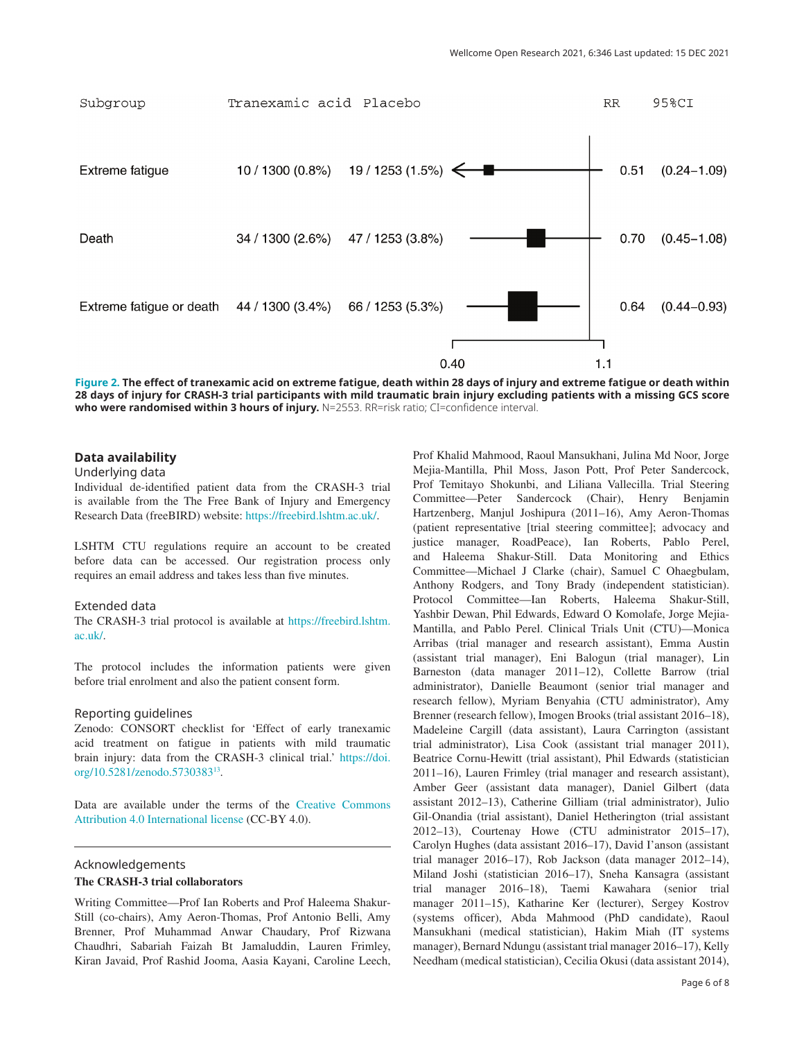| Subgroup | Tranexamic acid | Placebo | RR | 95%CI |
|---|---|---|---|---|
| Extreme fatigue | 10 / 1300 (0.8%) | 19 / 1253 (1.5%) | 0.51 | (0.24–1.09) |
| Death | 34 / 1300 (2.6%) | 47 / 1253 (3.8%) | 0.70 | (0.45–1.08) |
| Extreme fatigue or death | 44 / 1300 (3.4%) | 66 / 1253 (5.3%) | 0.64 | (0.44–0.93) |

**Figure 2. The effect of tranexamic acid on extreme fatigue, death within 28 days of injury and extreme fatigue or death within 28 days of injury for CRASH-3 trial participants with mild traumatic brain injury excluding patients with a missing GCS score who were randomised within 3 hours of injury.** N=2553. RR=risk ratio; CI=confidence interval.

## Data availability

### Underlying data

Individual de-identified patient data from the CRASH-3 trial is available from the The Free Bank of Injury and Emergency Research Data (freeBIRD) website: https://freebird.lshtm.ac.uk/.

LSHTM CTU regulations require an account to be created before data can be accessed. Our registration process only requires an email address and takes less than five minutes.

### Extended data

The CRASH-3 trial protocol is available at https://freebird.lshtm.ac.uk/.

The protocol includes the information patients were given before trial enrolment and also the patient consent form.

### Reporting guidelines

Zenodo: CONSORT checklist for 'Effect of early tranexamic acid treatment on fatigue in patients with mild traumatic brain injury: data from the CRASH-3 clinical trial.' https://doi.org/10.5281/zenodo.5730383[13].

Data are available under the terms of the Creative Commons Attribution 4.0 International license (CC-BY 4.0).

## Acknowledgements

**The CRASH-3 trial collaborators**

Writing Committee—Prof Ian Roberts and Prof Haleema Shakur-Still (co-chairs), Amy Aeron-Thomas, Prof Antonio Belli, Amy Brenner, Prof Muhammad Anwar Chaudary, Prof Rizwana Chaudhri, Sabariah Faizah Bt Jamaluddin, Lauren Frimley, Kiran Javaid, Prof Rashid Jooma, Aasia Kayani, Caroline Leech, Prof Khalid Mahmood, Raoul Mansukhani, Julina Md Noor, Jorge Mejia-Mantilla, Phil Moss, Jason Pott, Prof Peter Sandercock, Prof Temitayo Shokunbi, and Liliana Vallecilla. Trial Steering Committee—Peter Sandercock (Chair), Henry Benjamin Hartzenberg, Manjul Joshipura (2011–16), Amy Aeron-Thomas (patient representative [trial steering committee]; advocacy and justice manager, RoadPeace), Ian Roberts, Pablo Perel, and Haleema Shakur-Still. Data Monitoring and Ethics Committee—Michael J Clarke (chair), Samuel C Ohaegbulam, Anthony Rodgers, and Tony Brady (independent statistician). Protocol Committee—Ian Roberts, Haleema Shakur-Still, Yashbir Dewan, Phil Edwards, Edward O Komolafe, Jorge Mejia-Mantilla, and Pablo Perel. Clinical Trials Unit (CTU)—Monica Arribas (trial manager and research assistant), Emma Austin (assistant trial manager), Eni Balogun (trial manager), Lin Barneston (data manager 2011–12), Collette Barrow (trial administrator), Danielle Beaumont (senior trial manager and research fellow), Myriam Benyahia (CTU administrator), Amy Brenner (research fellow), Imogen Brooks (trial assistant 2016–18), Madeleine Cargill (data assistant), Laura Carrington (assistant trial administrator), Lisa Cook (assistant trial manager 2011), Beatrice Cornu-Hewitt (trial assistant), Phil Edwards (statistician 2011–16), Lauren Frimley (trial manager and research assistant), Amber Geer (assistant data manager), Daniel Gilbert (data assistant 2012–13), Catherine Gilliam (trial administrator), Julio Gil-Onandia (trial assistant), Daniel Hetherington (trial assistant 2012–13), Courtenay Howe (CTU administrator 2015–17), Carolyn Hughes (data assistant 2016–17), David I'anson (assistant trial manager 2016–17), Rob Jackson (data manager 2012–14), Miland Joshi (statistician 2016–17), Sneha Kansagra (assistant trial manager 2016–18), Taemi Kawahara (senior trial manager 2011–15), Katharine Ker (lecturer), Sergey Kostrov (systems officer), Abda Mahmood (PhD candidate), Raoul Mansukhani (medical statistician), Hakim Miah (IT systems manager), Bernard Ndungu (assistant trial manager 2016–17), Kelly Needham (medical statistician), Cecilia Okusi (data assistant 2014),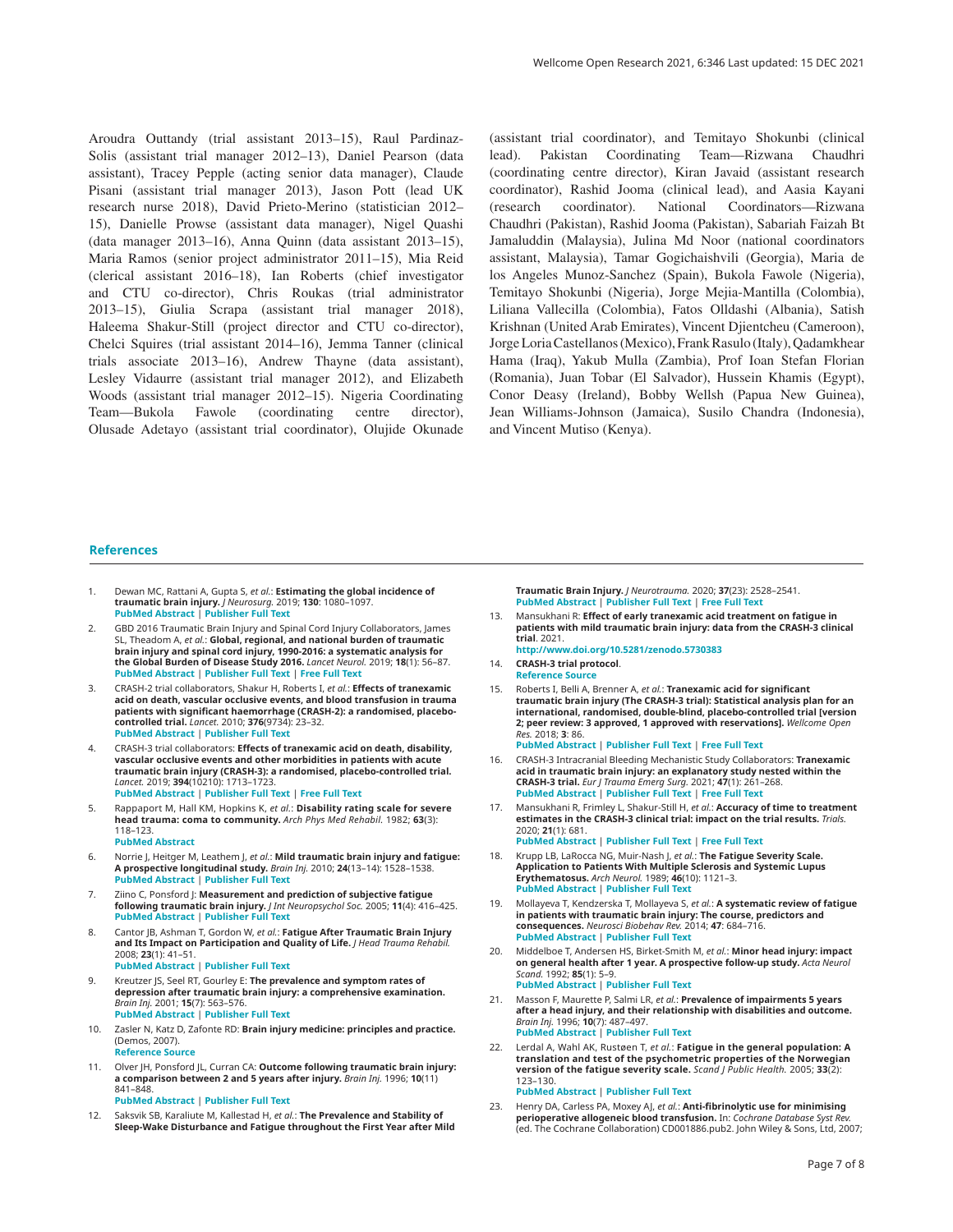Aroudra Outtandy (trial assistant 2013–15), Raul Pardinaz-Solis (assistant trial manager 2012–13), Daniel Pearson (data assistant), Tracey Pepple (acting senior data manager), Claude Pisani (assistant trial manager 2013), Jason Pott (lead UK research nurse 2018), David Prieto-Merino (statistician 2012–15), Danielle Prowse (assistant data manager), Nigel Quashi (data manager 2013–16), Anna Quinn (data assistant 2013–15), Maria Ramos (senior project administrator 2011–15), Mia Reid (clerical assistant 2016–18), Ian Roberts (chief investigator and CTU co-director), Chris Roukas (trial administrator 2013–15), Giulia Scrapa (assistant trial manager 2018), Haleema Shakur-Still (project director and CTU co-director), Chelci Squires (trial assistant 2014–16), Jemma Tanner (clinical trials associate 2013–16), Andrew Thayne (data assistant), Lesley Vidaurre (assistant trial manager 2012), and Elizabeth Woods (assistant trial manager 2012–15). Nigeria Coordinating Team—Bukola Fawole (coordinating centre director), Olusade Adetayo (assistant trial coordinator), Olujide Okunade (assistant trial coordinator), and Temitayo Shokunbi (clinical lead). Pakistan Coordinating Team—Rizwana Chaudhri (coordinating centre director), Kiran Javaid (assistant research coordinator), Rashid Jooma (clinical lead), and Aasia Kayani (research coordinator). National Coordinators—Rizwana Chaudhri (Pakistan), Rashid Jooma (Pakistan), Sabariah Faizah Bt Jamaluddin (Malaysia), Julina Md Noor (national coordinators assistant, Malaysia), Tamar Gogichaishvili (Georgia), Maria de los Angeles Munoz-Sanchez (Spain), Bukola Fawole (Nigeria), Temitayo Shokunbi (Nigeria), Jorge Mejia-Mantilla (Colombia), Liliana Vallecilla (Colombia), Fatos Olldashi (Albania), Satish Krishnan (United Arab Emirates), Vincent Djientcheu (Cameroon), Jorge Loria Castellanos (Mexico), Frank Rasulo (Italy), Qadamkhear Hama (Iraq), Yakub Mulla (Zambia), Prof Ioan Stefan Florian (Romania), Juan Tobar (El Salvador), Hussein Khamis (Egypt), Conor Deasy (Ireland), Bobby Wellsh (Papua New Guinea), Jean Williams-Johnson (Jamaica), Susilo Chandra (Indonesia), and Vincent Mutiso (Kenya).

## References

1. Dewan MC, Rattani A, Gupta S, *et al.*: **Estimating the global incidence of traumatic brain injury.** *J Neurosurg.* 2019; **130**: 1080–1097.
   **PubMed Abstract** | **Publisher Full Text**
2. GBD 2016 Traumatic Brain Injury and Spinal Cord Injury Collaborators, James SL, Theadom A, *et al.*: **Global, regional, and national burden of traumatic brain injury and spinal cord injury, 1990-2016: a systematic analysis for the Global Burden of Disease Study 2016.** *Lancet Neurol.* 2019; **18**(1): 56–87.
   **PubMed Abstract** | **Publisher Full Text** | **Free Full Text**
3. CRASH-2 trial collaborators, Shakur H, Roberts I, *et al.*: **Effects of tranexamic acid on death, vascular occlusive events, and blood transfusion in trauma patients with significant haemorrhage (CRASH-2): a randomised, placebo-controlled trial.** *Lancet.* 2010; **376**(9734): 23–32.
   **PubMed Abstract** | **Publisher Full Text**
4. CRASH-3 trial collaborators: **Effects of tranexamic acid on death, disability, vascular occlusive events and other morbidities in patients with acute traumatic brain injury (CRASH-3): a randomised, placebo-controlled trial.** *Lancet.* 2019; **394**(10210): 1713–1723.
   **PubMed Abstract** | **Publisher Full Text** | **Free Full Text**
5. Rappaport M, Hall KM, Hopkins K, *et al.*: **Disability rating scale for severe head trauma: coma to community.** *Arch Phys Med Rehabil.* 1982; **63**(3): 118–123.
   **PubMed Abstract**
6. Norrie J, Heitger M, Leathem J, *et al.*: **Mild traumatic brain injury and fatigue: A prospective longitudinal study.** *Brain Inj.* 2010; **24**(13–14): 1528–1538.
   **PubMed Abstract** | **Publisher Full Text**
7. Ziino C, Ponsford J: **Measurement and prediction of subjective fatigue following traumatic brain injury.** *J Int Neuropsychol Soc.* 2005; **11**(4): 416–425.
   **PubMed Abstract** | **Publisher Full Text**
8. Cantor JB, Ashman T, Gordon W, *et al.*: **Fatigue After Traumatic Brain Injury and Its Impact on Participation and Quality of Life.** *J Head Trauma Rehabil.* 2008; **23**(1): 41–51.
   **PubMed Abstract** | **Publisher Full Text**
9. Kreutzer JS, Seel RT, Gourley E: **The prevalence and symptom rates of depression after traumatic brain injury: a comprehensive examination.** *Brain Inj.* 2001; **15**(7): 563–576.
   **PubMed Abstract** | **Publisher Full Text**
10. Zasler N, Katz D, Zafonte RD: **Brain injury medicine: principles and practice.** (Demos, 2007).
    **Reference Source**
11. Olver JH, Ponsford JL, Curran CA: **Outcome following traumatic brain injury: a comparison between 2 and 5 years after injury.** *Brain Inj.* 1996; **10**(11) 841–848.
    **PubMed Abstract** | **Publisher Full Text**
12. Saksvik SB, Karaliute M, Kallestad H, *et al.*: **The Prevalence and Stability of Sleep-Wake Disturbance and Fatigue throughout the First Year after Mild Traumatic Brain Injury.** *J Neurotrauma.* 2020; **37**(23): 2528–2541.
    **PubMed Abstract** | **Publisher Full Text** | **Free Full Text**
13. Mansukhani R: **Effect of early tranexamic acid treatment on fatigue in patients with mild traumatic brain injury: data from the CRASH-3 clinical trial**. 2021.
    **http://www.doi.org/10.5281/zenodo.5730383**
14. **CRASH-3 trial protocol**.
    **Reference Source**
15. Roberts I, Belli A, Brenner A, *et al.*: **Tranexamic acid for significant traumatic brain injury (The CRASH-3 trial): Statistical analysis plan for an international, randomised, double-blind, placebo-controlled trial [version 2; peer review: 3 approved, 1 approved with reservations].** *Wellcome Open Res.* 2018; **3**: 86.
    **PubMed Abstract** | **Publisher Full Text** | **Free Full Text**
16. CRASH-3 Intracranial Bleeding Mechanistic Study Collaborators: **Tranexamic acid in traumatic brain injury: an explanatory study nested within the CRASH-3 trial.** *Eur J Trauma Emerg Surg.* 2021; **47**(1): 261–268.
    **PubMed Abstract** | **Publisher Full Text** | **Free Full Text**
17. Mansukhani R, Frimley L, Shakur-Still H, *et al.*: **Accuracy of time to treatment estimates in the CRASH-3 clinical trial: impact on the trial results.** *Trials.* 2020; **21**(1): 681.
    **PubMed Abstract** | **Publisher Full Text** | **Free Full Text**
18. Krupp LB, LaRocca NG, Muir-Nash J, *et al.*: **The Fatigue Severity Scale. Application to Patients With Multiple Sclerosis and Systemic Lupus Erythematosus.** *Arch Neurol.* 1989; **46**(10): 1121–3.
    **PubMed Abstract** | **Publisher Full Text**
19. Mollayeva T, Kendzerska T, Mollayeva S, *et al.*: **A systematic review of fatigue in patients with traumatic brain injury: The course, predictors and consequences.** *Neurosci Biobehav Rev.* 2014; **47**: 684–716.
    **PubMed Abstract** | **Publisher Full Text**
20. Middelboe T, Andersen HS, Birket-Smith M, *et al.*: **Minor head injury: impact on general health after 1 year. A prospective follow-up study.** *Acta Neurol Scand.* 1992; **85**(1): 5–9.
    **PubMed Abstract** | **Publisher Full Text**
21. Masson F, Maurette P, Salmi LR, *et al.*: **Prevalence of impairments 5 years after a head injury, and their relationship with disabilities and outcome.** *Brain Inj.* 1996; **10**(7): 487–497.
    **PubMed Abstract** | **Publisher Full Text**
22. Lerdal A, Wahl AK, Rustøen T, *et al.*: **Fatigue in the general population: A translation and test of the psychometric properties of the Norwegian version of the fatigue severity scale.** *Scand J Public Health.* 2005; **33**(2): 123–130.
    **PubMed Abstract** | **Publisher Full Text**
23. Henry DA, Carless PA, Moxey AJ, *et al.*: **Anti-fibrinolytic use for minimising perioperative allogeneic blood transfusion.** In: *Cochrane Database Syst Rev.* (ed. The Cochrane Collaboration) CD001886.pub2. John Wiley & Sons, Ltd, 2007;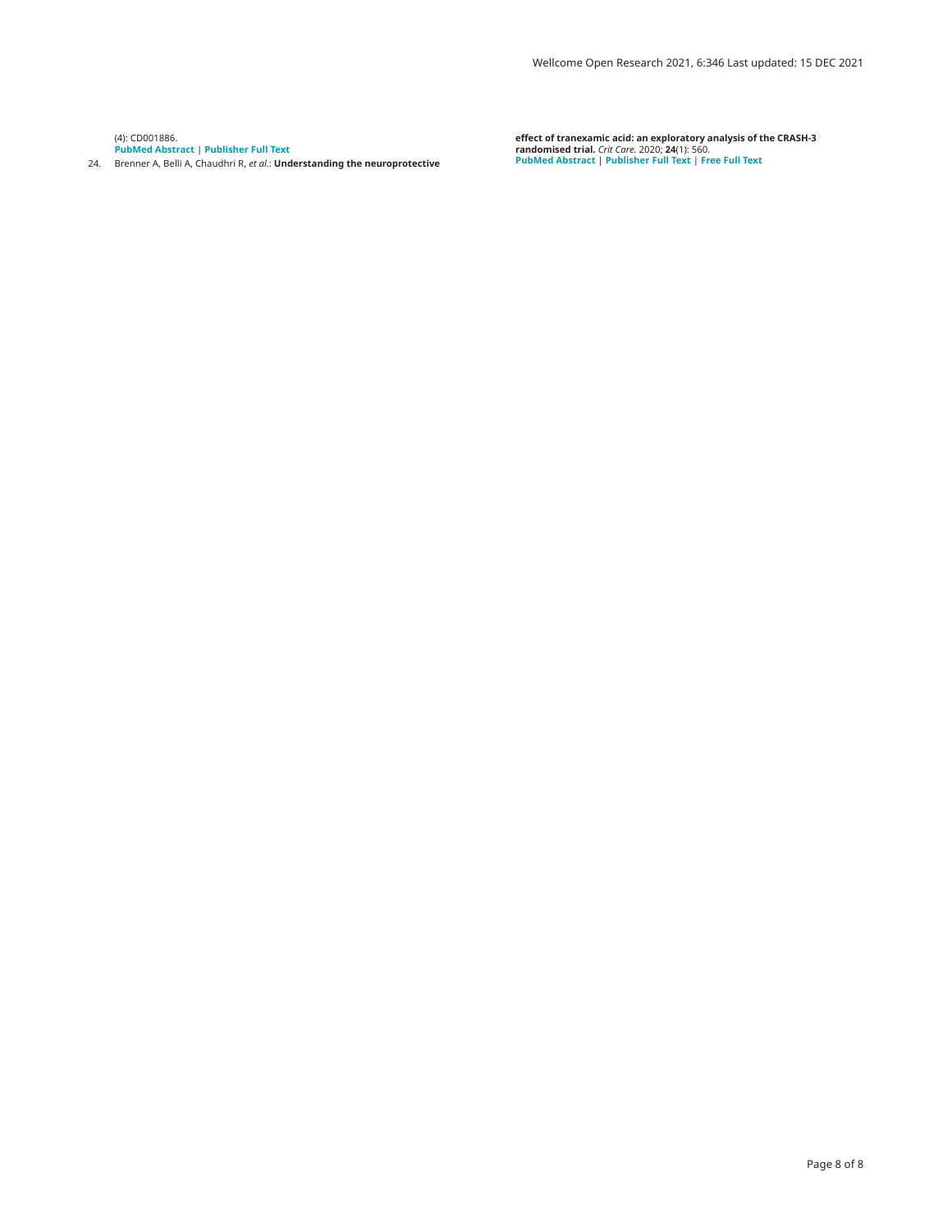(4): CD001886.
**PubMed Abstract** | **Publisher Full Text**

24. Brenner A, Belli A, Chaudhri R, *et al.*: **Understanding the neuroprotective effect of tranexamic acid: an exploratory analysis of the CRASH-3 randomised trial.** *Crit Care.* 2020; **24**(1): 560.
**PubMed Abstract** | **Publisher Full Text** | **Free Full Text**